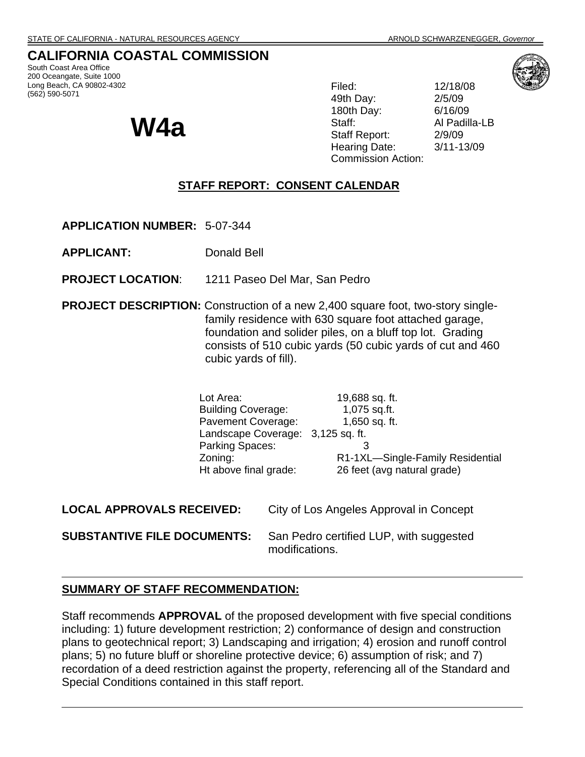STATE OF CALIFORNIA - NATURAL RESOURCES AGENCY ARNOLD SCHWARZENEGGER, *Governor*

# CALIFORNIA COASTAL COMMISSION

South Coast Area Office
200 Oceangate, Suite 1000
Long Beach, CA 90802-4302
(562) 590-5071

# W4a

Filed: 12/18/08
49th Day: 2/5/09
180th Day: 6/16/09
Staff: Al Padilla-LB
Staff Report: 2/9/09
Hearing Date: 3/11-13/09
Commission Action:

## STAFF REPORT: CONSENT CALENDAR

**APPLICATION NUMBER:** 5-07-344

**APPLICANT:** Donald Bell

**PROJECT LOCATION**: 1211 Paseo Del Mar, San Pedro

**PROJECT DESCRIPTION:** Construction of a new 2,400 square foot, two-story single-family residence with 630 square foot attached garage, foundation and solider piles, on a bluff top lot. Grading consists of 510 cubic yards (50 cubic yards of cut and 460 cubic yards of fill).

| | |
|---|---|
| Lot Area: | 19,688 sq. ft. |
| Building Coverage: | 1,075 sq.ft. |
| Pavement Coverage: | 1,650 sq. ft. |
| Landscape Coverage: | 3,125 sq. ft. |
| Parking Spaces: | 3 |
| Zoning: | R1-1XL—Single-Family Residential |
| Ht above final grade: | 26 feet (avg natural grade) |

**LOCAL APPROVALS RECEIVED:** City of Los Angeles Approval in Concept

**SUBSTANTIVE FILE DOCUMENTS:** San Pedro certified LUP, with suggested modifications.

---

## SUMMARY OF STAFF RECOMMENDATION:

Staff recommends **APPROVAL** of the proposed development with five special conditions including: 1) future development restriction; 2) conformance of design and construction plans to geotechnical report; 3) Landscaping and irrigation; 4) erosion and runoff control plans; 5) no future bluff or shoreline protective device; 6) assumption of risk; and 7) recordation of a deed restriction against the property, referencing all of the Standard and Special Conditions contained in this staff report.

---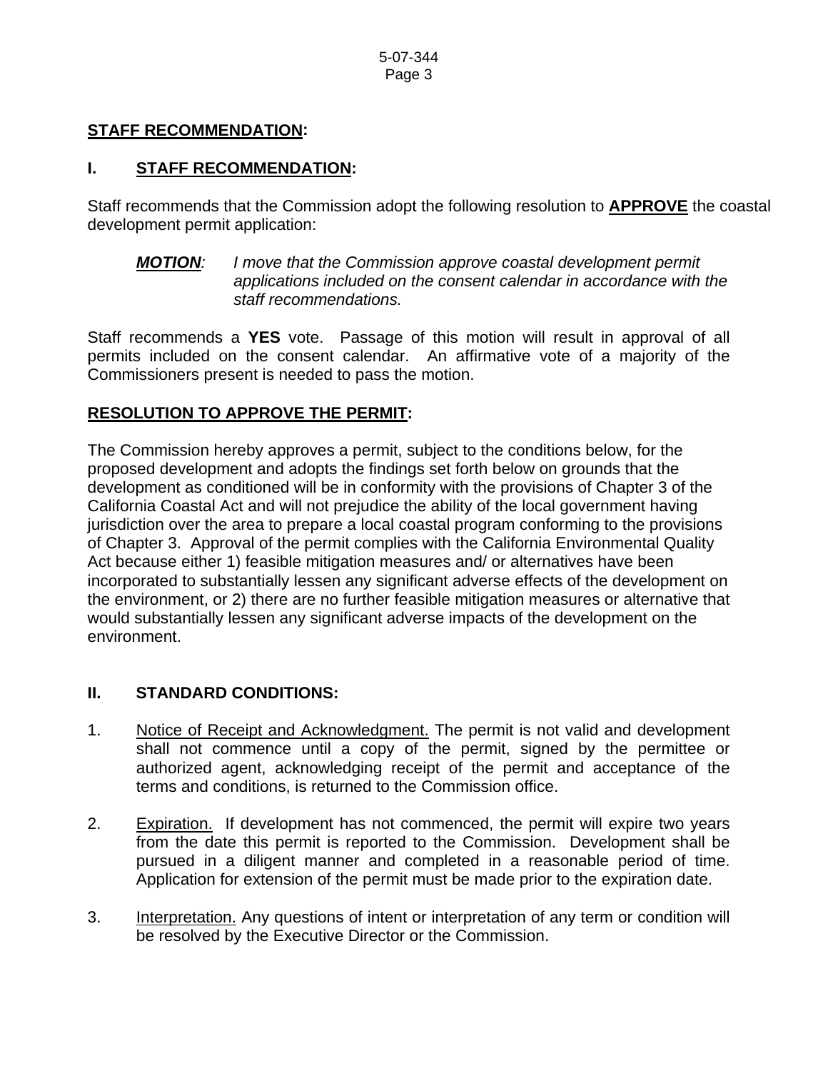**STAFF RECOMMENDATION:**

## I. STAFF RECOMMENDATION:

Staff recommends that the Commission adopt the following resolution to **APPROVE** the coastal development permit application:

> ***MOTION****:* *I move that the Commission approve coastal development permit applications included on the consent calendar in accordance with the staff recommendations.*

Staff recommends a **YES** vote. Passage of this motion will result in approval of all permits included on the consent calendar. An affirmative vote of a majority of the Commissioners present is needed to pass the motion.

**RESOLUTION TO APPROVE THE PERMIT:**

The Commission hereby approves a permit, subject to the conditions below, for the proposed development and adopts the findings set forth below on grounds that the development as conditioned will be in conformity with the provisions of Chapter 3 of the California Coastal Act and will not prejudice the ability of the local government having jurisdiction over the area to prepare a local coastal program conforming to the provisions of Chapter 3. Approval of the permit complies with the California Environmental Quality Act because either 1) feasible mitigation measures and/ or alternatives have been incorporated to substantially lessen any significant adverse effects of the development on the environment, or 2) there are no further feasible mitigation measures or alternative that would substantially lessen any significant adverse impacts of the development on the environment.

## II. STANDARD CONDITIONS:

1. Notice of Receipt and Acknowledgment. The permit is not valid and development shall not commence until a copy of the permit, signed by the permittee or authorized agent, acknowledging receipt of the permit and acceptance of the terms and conditions, is returned to the Commission office.

2. Expiration. If development has not commenced, the permit will expire two years from the date this permit is reported to the Commission. Development shall be pursued in a diligent manner and completed in a reasonable period of time. Application for extension of the permit must be made prior to the expiration date.

3. Interpretation. Any questions of intent or interpretation of any term or condition will be resolved by the Executive Director or the Commission.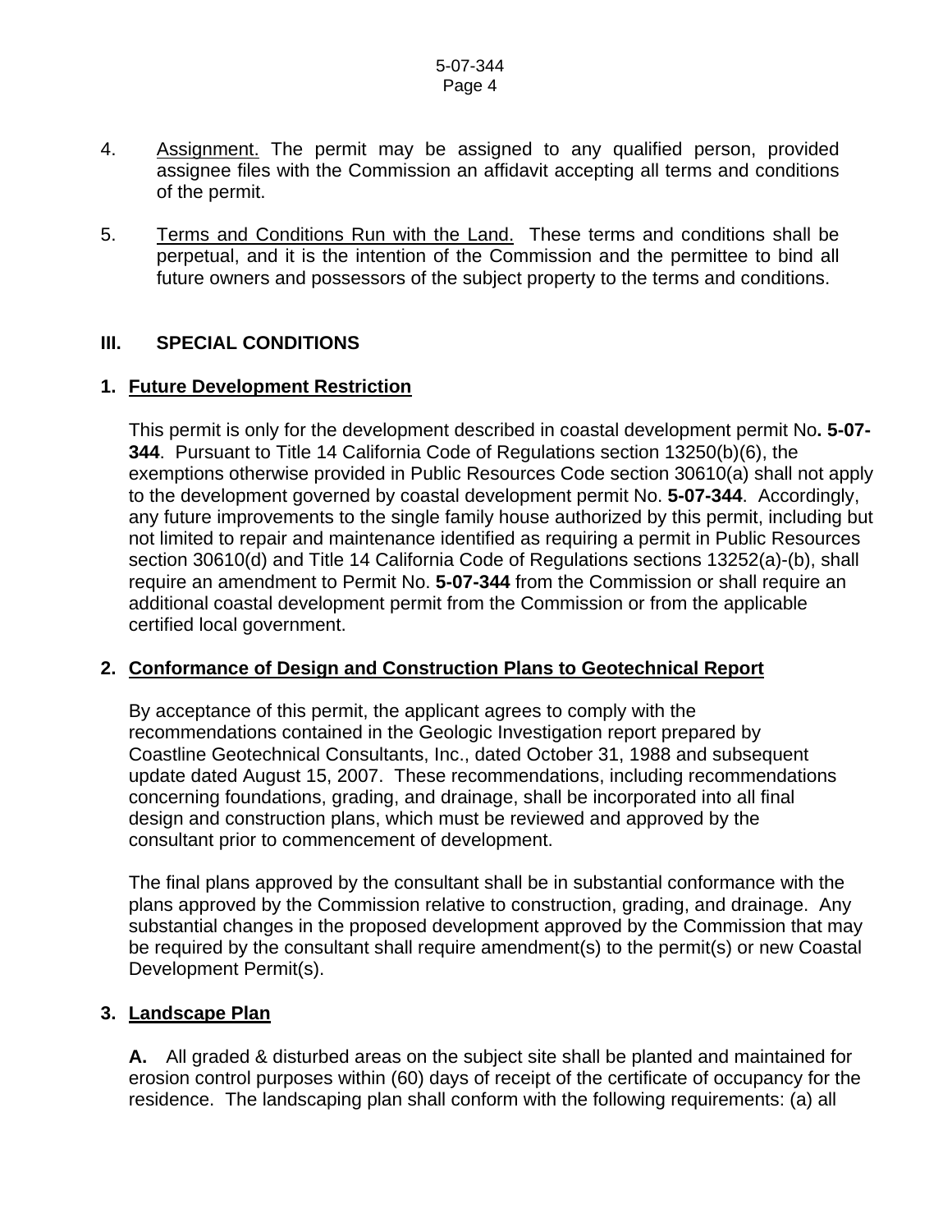4. Assignment. The permit may be assigned to any qualified person, provided assignee files with the Commission an affidavit accepting all terms and conditions of the permit.

5. Terms and Conditions Run with the Land. These terms and conditions shall be perpetual, and it is the intention of the Commission and the permittee to bind all future owners and possessors of the subject property to the terms and conditions.

## III. SPECIAL CONDITIONS

### 1. Future Development Restriction

This permit is only for the development described in coastal development permit No**. 5-07-344**. Pursuant to Title 14 California Code of Regulations section 13250(b)(6), the exemptions otherwise provided in Public Resources Code section 30610(a) shall not apply to the development governed by coastal development permit No. **5-07-344**. Accordingly, any future improvements to the single family house authorized by this permit, including but not limited to repair and maintenance identified as requiring a permit in Public Resources section 30610(d) and Title 14 California Code of Regulations sections 13252(a)-(b), shall require an amendment to Permit No. **5-07-344** from the Commission or shall require an additional coastal development permit from the Commission or from the applicable certified local government.

### 2. Conformance of Design and Construction Plans to Geotechnical Report

By acceptance of this permit, the applicant agrees to comply with the recommendations contained in the Geologic Investigation report prepared by Coastline Geotechnical Consultants, Inc., dated October 31, 1988 and subsequent update dated August 15, 2007. These recommendations, including recommendations concerning foundations, grading, and drainage, shall be incorporated into all final design and construction plans, which must be reviewed and approved by the consultant prior to commencement of development.

The final plans approved by the consultant shall be in substantial conformance with the plans approved by the Commission relative to construction, grading, and drainage. Any substantial changes in the proposed development approved by the Commission that may be required by the consultant shall require amendment(s) to the permit(s) or new Coastal Development Permit(s).

### 3. Landscape Plan

**A.** All graded & disturbed areas on the subject site shall be planted and maintained for erosion control purposes within (60) days of receipt of the certificate of occupancy for the residence. The landscaping plan shall conform with the following requirements: (a) all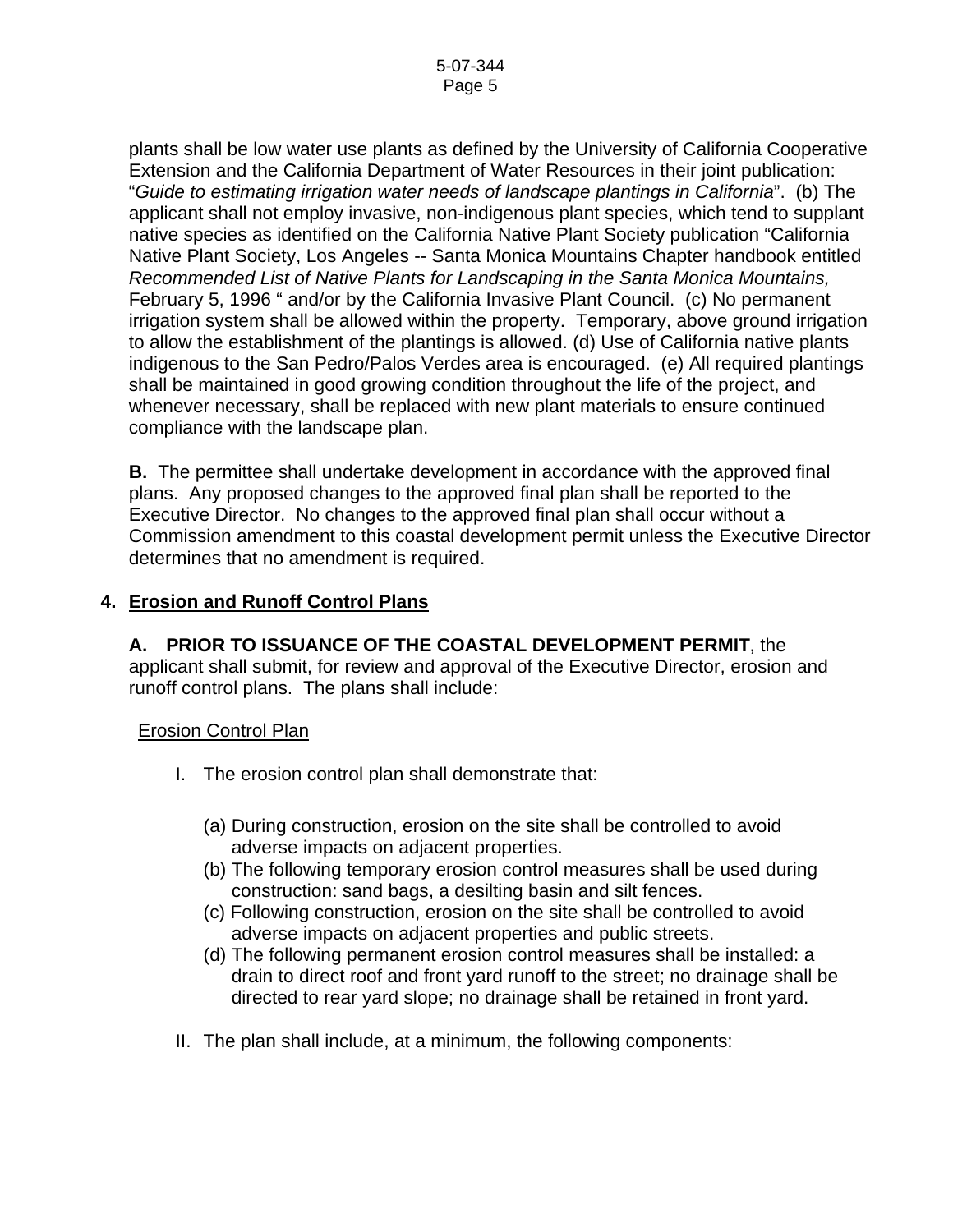plants shall be low water use plants as defined by the University of California Cooperative Extension and the California Department of Water Resources in their joint publication: "*Guide to estimating irrigation water needs of landscape plantings in California*". (b) The applicant shall not employ invasive, non-indigenous plant species, which tend to supplant native species as identified on the California Native Plant Society publication "California Native Plant Society, Los Angeles -- Santa Monica Mountains Chapter handbook entitled *Recommended List of Native Plants for Landscaping in the Santa Monica Mountains,* February 5, 1996 " and/or by the California Invasive Plant Council. (c) No permanent irrigation system shall be allowed within the property. Temporary, above ground irrigation to allow the establishment of the plantings is allowed. (d) Use of California native plants indigenous to the San Pedro/Palos Verdes area is encouraged. (e) All required plantings shall be maintained in good growing condition throughout the life of the project, and whenever necessary, shall be replaced with new plant materials to ensure continued compliance with the landscape plan.

**B.** The permittee shall undertake development in accordance with the approved final plans. Any proposed changes to the approved final plan shall be reported to the Executive Director. No changes to the approved final plan shall occur without a Commission amendment to this coastal development permit unless the Executive Director determines that no amendment is required.

## 4. Erosion and Runoff Control Plans

**A. PRIOR TO ISSUANCE OF THE COASTAL DEVELOPMENT PERMIT**, the applicant shall submit, for review and approval of the Executive Director, erosion and runoff control plans. The plans shall include:

Erosion Control Plan

I. The erosion control plan shall demonstrate that:

(a) During construction, erosion on the site shall be controlled to avoid adverse impacts on adjacent properties.
(b) The following temporary erosion control measures shall be used during construction: sand bags, a desilting basin and silt fences.
(c) Following construction, erosion on the site shall be controlled to avoid adverse impacts on adjacent properties and public streets.
(d) The following permanent erosion control measures shall be installed: a drain to direct roof and front yard runoff to the street; no drainage shall be directed to rear yard slope; no drainage shall be retained in front yard.

II. The plan shall include, at a minimum, the following components: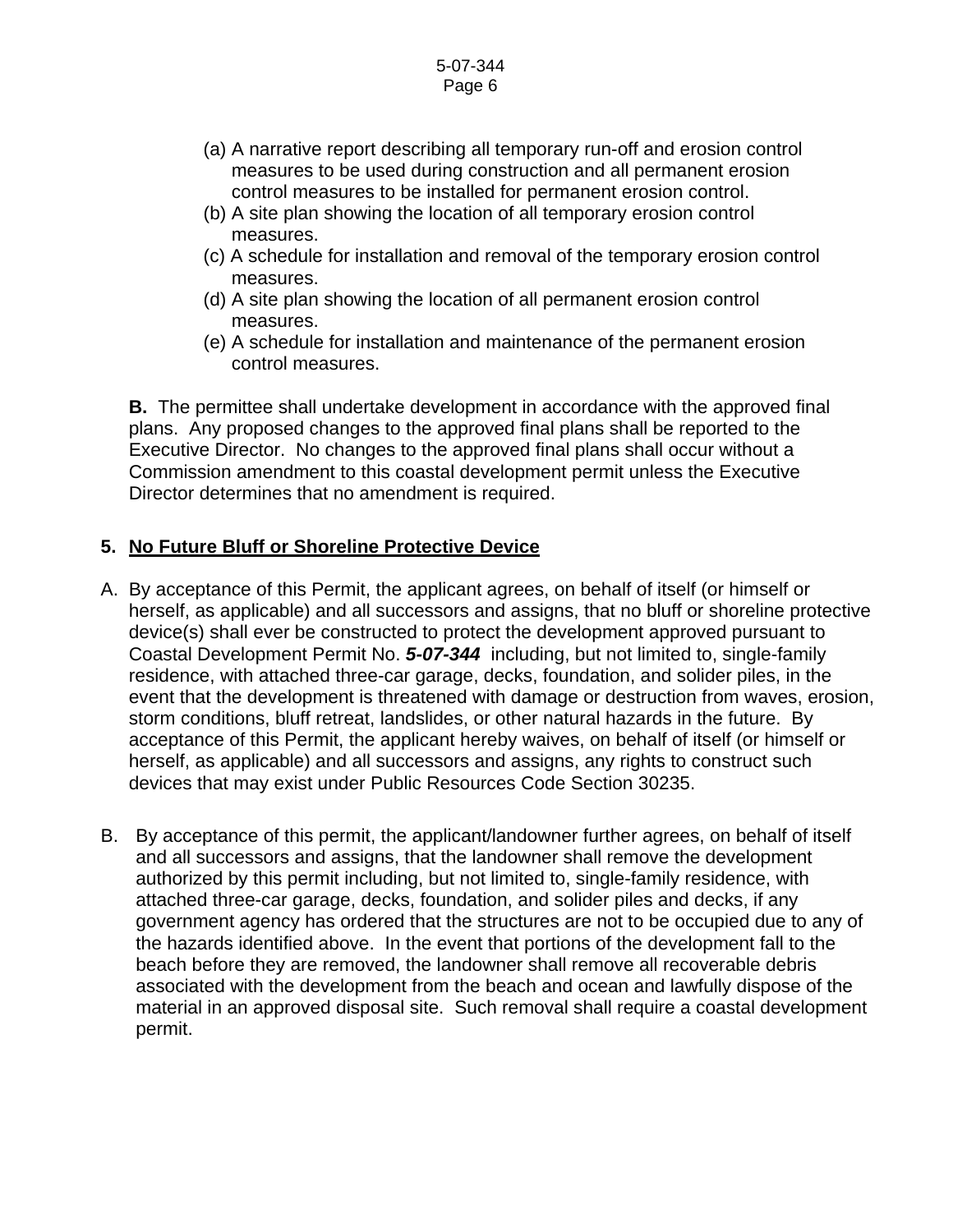(a) A narrative report describing all temporary run-off and erosion control measures to be used during construction and all permanent erosion control measures to be installed for permanent erosion control.
(b) A site plan showing the location of all temporary erosion control measures.
(c) A schedule for installation and removal of the temporary erosion control measures.
(d) A site plan showing the location of all permanent erosion control measures.
(e) A schedule for installation and maintenance of the permanent erosion control measures.

**B.** The permittee shall undertake development in accordance with the approved final plans. Any proposed changes to the approved final plans shall be reported to the Executive Director. No changes to the approved final plans shall occur without a Commission amendment to this coastal development permit unless the Executive Director determines that no amendment is required.

**5. No Future Bluff or Shoreline Protective Device**

A. By acceptance of this Permit, the applicant agrees, on behalf of itself (or himself or herself, as applicable) and all successors and assigns, that no bluff or shoreline protective device(s) shall ever be constructed to protect the development approved pursuant to Coastal Development Permit No. ***5-07-344*** including, but not limited to, single-family residence, with attached three-car garage, decks, foundation, and solider piles, in the event that the development is threatened with damage or destruction from waves, erosion, storm conditions, bluff retreat, landslides, or other natural hazards in the future. By acceptance of this Permit, the applicant hereby waives, on behalf of itself (or himself or herself, as applicable) and all successors and assigns, any rights to construct such devices that may exist under Public Resources Code Section 30235.

B. By acceptance of this permit, the applicant/landowner further agrees, on behalf of itself and all successors and assigns, that the landowner shall remove the development authorized by this permit including, but not limited to, single-family residence, with attached three-car garage, decks, foundation, and solider piles and decks, if any government agency has ordered that the structures are not to be occupied due to any of the hazards identified above. In the event that portions of the development fall to the beach before they are removed, the landowner shall remove all recoverable debris associated with the development from the beach and ocean and lawfully dispose of the material in an approved disposal site. Such removal shall require a coastal development permit.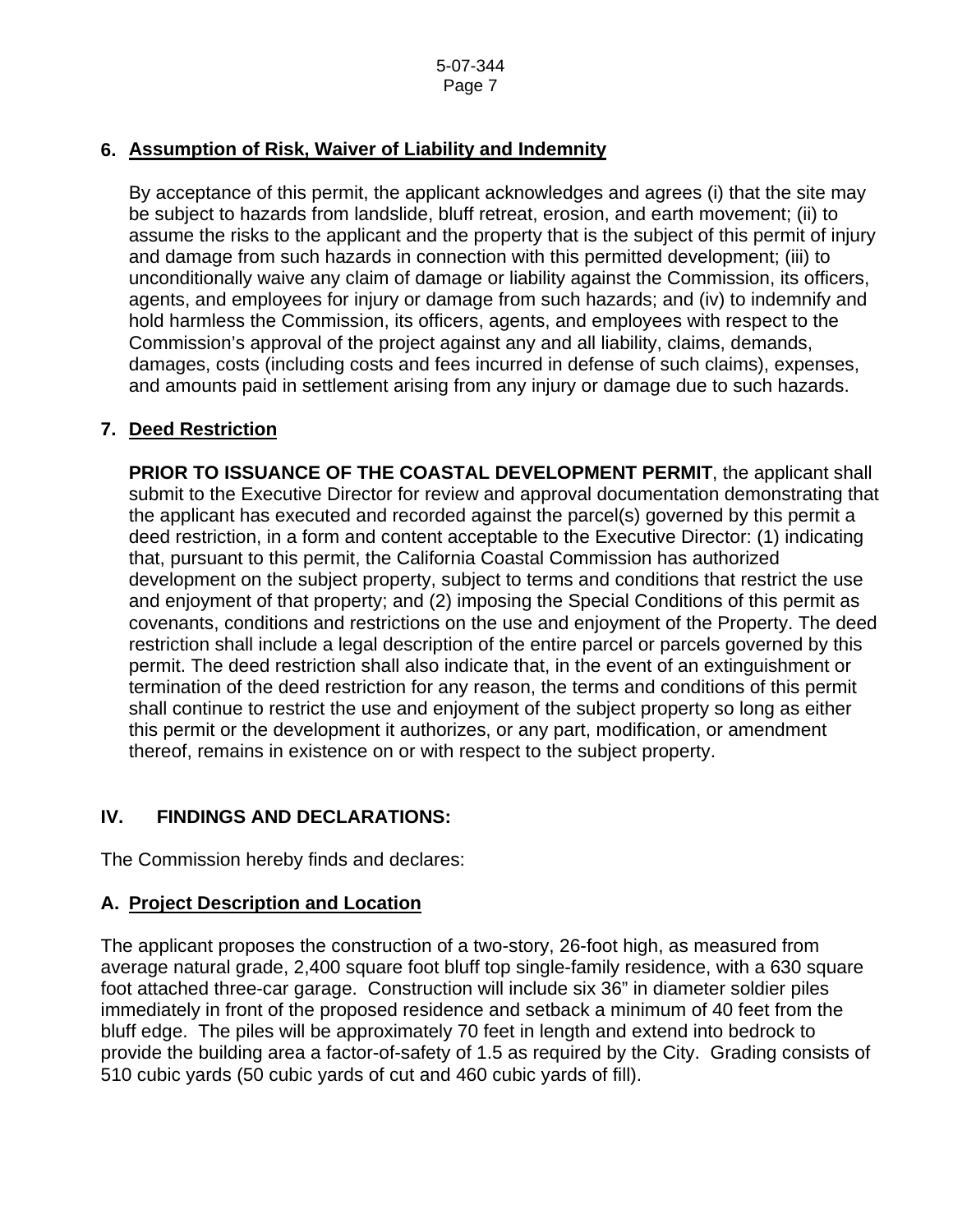**6. Assumption of Risk, Waiver of Liability and Indemnity**

By acceptance of this permit, the applicant acknowledges and agrees (i) that the site may be subject to hazards from landslide, bluff retreat, erosion, and earth movement; (ii) to assume the risks to the applicant and the property that is the subject of this permit of injury and damage from such hazards in connection with this permitted development; (iii) to unconditionally waive any claim of damage or liability against the Commission, its officers, agents, and employees for injury or damage from such hazards; and (iv) to indemnify and hold harmless the Commission, its officers, agents, and employees with respect to the Commission's approval of the project against any and all liability, claims, demands, damages, costs (including costs and fees incurred in defense of such claims), expenses, and amounts paid in settlement arising from any injury or damage due to such hazards.

**7. Deed Restriction**

**PRIOR TO ISSUANCE OF THE COASTAL DEVELOPMENT PERMIT**, the applicant shall submit to the Executive Director for review and approval documentation demonstrating that the applicant has executed and recorded against the parcel(s) governed by this permit a deed restriction, in a form and content acceptable to the Executive Director: (1) indicating that, pursuant to this permit, the California Coastal Commission has authorized development on the subject property, subject to terms and conditions that restrict the use and enjoyment of that property; and (2) imposing the Special Conditions of this permit as covenants, conditions and restrictions on the use and enjoyment of the Property. The deed restriction shall include a legal description of the entire parcel or parcels governed by this permit. The deed restriction shall also indicate that, in the event of an extinguishment or termination of the deed restriction for any reason, the terms and conditions of this permit shall continue to restrict the use and enjoyment of the subject property so long as either this permit or the development it authorizes, or any part, modification, or amendment thereof, remains in existence on or with respect to the subject property.

## IV. FINDINGS AND DECLARATIONS:

The Commission hereby finds and declares:

### A. Project Description and Location

The applicant proposes the construction of a two-story, 26-foot high, as measured from average natural grade, 2,400 square foot bluff top single-family residence, with a 630 square foot attached three-car garage. Construction will include six 36" in diameter soldier piles immediately in front of the proposed residence and setback a minimum of 40 feet from the bluff edge. The piles will be approximately 70 feet in length and extend into bedrock to provide the building area a factor-of-safety of 1.5 as required by the City. Grading consists of 510 cubic yards (50 cubic yards of cut and 460 cubic yards of fill).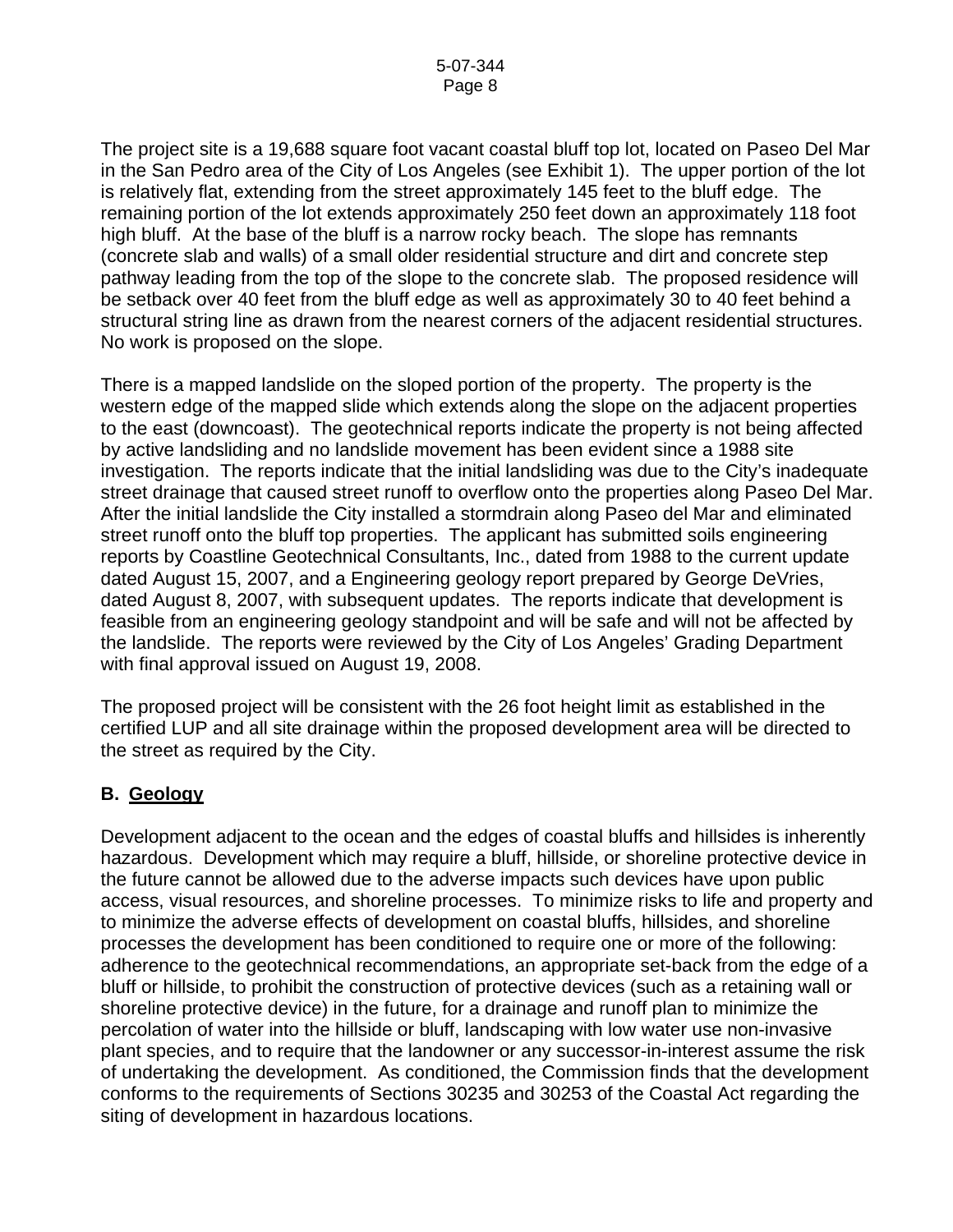The project site is a 19,688 square foot vacant coastal bluff top lot, located on Paseo Del Mar in the San Pedro area of the City of Los Angeles (see Exhibit 1). The upper portion of the lot is relatively flat, extending from the street approximately 145 feet to the bluff edge. The remaining portion of the lot extends approximately 250 feet down an approximately 118 foot high bluff. At the base of the bluff is a narrow rocky beach. The slope has remnants (concrete slab and walls) of a small older residential structure and dirt and concrete step pathway leading from the top of the slope to the concrete slab. The proposed residence will be setback over 40 feet from the bluff edge as well as approximately 30 to 40 feet behind a structural string line as drawn from the nearest corners of the adjacent residential structures. No work is proposed on the slope.

There is a mapped landslide on the sloped portion of the property. The property is the western edge of the mapped slide which extends along the slope on the adjacent properties to the east (downcoast). The geotechnical reports indicate the property is not being affected by active landsliding and no landslide movement has been evident since a 1988 site investigation. The reports indicate that the initial landsliding was due to the City's inadequate street drainage that caused street runoff to overflow onto the properties along Paseo Del Mar. After the initial landslide the City installed a stormdrain along Paseo del Mar and eliminated street runoff onto the bluff top properties. The applicant has submitted soils engineering reports by Coastline Geotechnical Consultants, Inc., dated from 1988 to the current update dated August 15, 2007, and a Engineering geology report prepared by George DeVries, dated August 8, 2007, with subsequent updates. The reports indicate that development is feasible from an engineering geology standpoint and will be safe and will not be affected by the landslide. The reports were reviewed by the City of Los Angeles' Grading Department with final approval issued on August 19, 2008.

The proposed project will be consistent with the 26 foot height limit as established in the certified LUP and all site drainage within the proposed development area will be directed to the street as required by the City.

## B. <u>Geology</u>

Development adjacent to the ocean and the edges of coastal bluffs and hillsides is inherently hazardous. Development which may require a bluff, hillside, or shoreline protective device in the future cannot be allowed due to the adverse impacts such devices have upon public access, visual resources, and shoreline processes. To minimize risks to life and property and to minimize the adverse effects of development on coastal bluffs, hillsides, and shoreline processes the development has been conditioned to require one or more of the following: adherence to the geotechnical recommendations, an appropriate set-back from the edge of a bluff or hillside, to prohibit the construction of protective devices (such as a retaining wall or shoreline protective device) in the future, for a drainage and runoff plan to minimize the percolation of water into the hillside or bluff, landscaping with low water use non-invasive plant species, and to require that the landowner or any successor-in-interest assume the risk of undertaking the development. As conditioned, the Commission finds that the development conforms to the requirements of Sections 30235 and 30253 of the Coastal Act regarding the siting of development in hazardous locations.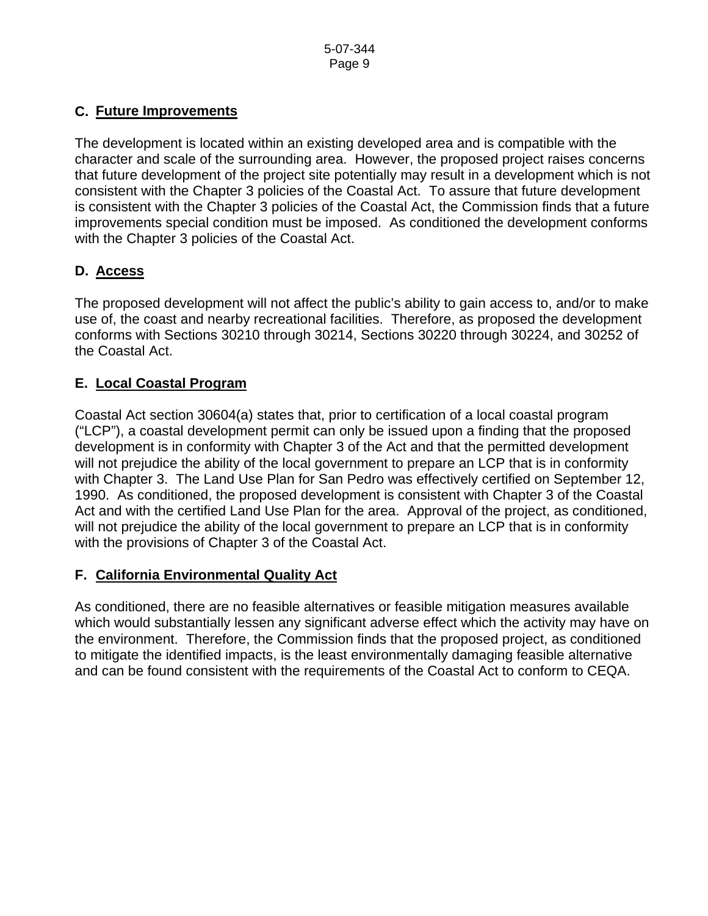## C. Future Improvements

The development is located within an existing developed area and is compatible with the character and scale of the surrounding area. However, the proposed project raises concerns that future development of the project site potentially may result in a development which is not consistent with the Chapter 3 policies of the Coastal Act. To assure that future development is consistent with the Chapter 3 policies of the Coastal Act, the Commission finds that a future improvements special condition must be imposed. As conditioned the development conforms with the Chapter 3 policies of the Coastal Act.

## D. Access

The proposed development will not affect the public's ability to gain access to, and/or to make use of, the coast and nearby recreational facilities. Therefore, as proposed the development conforms with Sections 30210 through 30214, Sections 30220 through 30224, and 30252 of the Coastal Act.

## E. Local Coastal Program

Coastal Act section 30604(a) states that, prior to certification of a local coastal program ("LCP"), a coastal development permit can only be issued upon a finding that the proposed development is in conformity with Chapter 3 of the Act and that the permitted development will not prejudice the ability of the local government to prepare an LCP that is in conformity with Chapter 3. The Land Use Plan for San Pedro was effectively certified on September 12, 1990. As conditioned, the proposed development is consistent with Chapter 3 of the Coastal Act and with the certified Land Use Plan for the area. Approval of the project, as conditioned, will not prejudice the ability of the local government to prepare an LCP that is in conformity with the provisions of Chapter 3 of the Coastal Act.

## F. California Environmental Quality Act

As conditioned, there are no feasible alternatives or feasible mitigation measures available which would substantially lessen any significant adverse effect which the activity may have on the environment. Therefore, the Commission finds that the proposed project, as conditioned to mitigate the identified impacts, is the least environmentally damaging feasible alternative and can be found consistent with the requirements of the Coastal Act to conform to CEQA.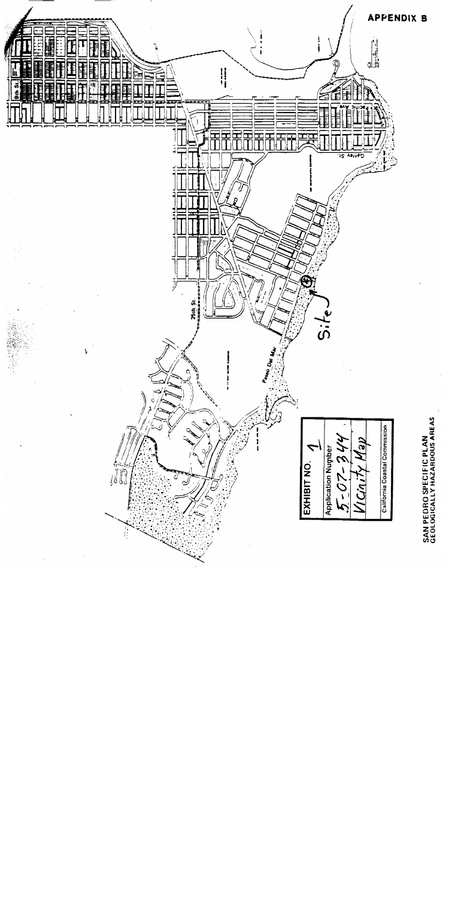APPENDIX B

EXHIBIT NO. 1

Application Number

5-07-344

Vicinity Map

California Coastal Commission

Site

9th St.

Pacific Ave.

Gaffey St.

25th St.

Paseo Del Mar

SAN PEDRO SPECIFIC PLAN
GEOLOGICALLY HAZARDOUS AREAS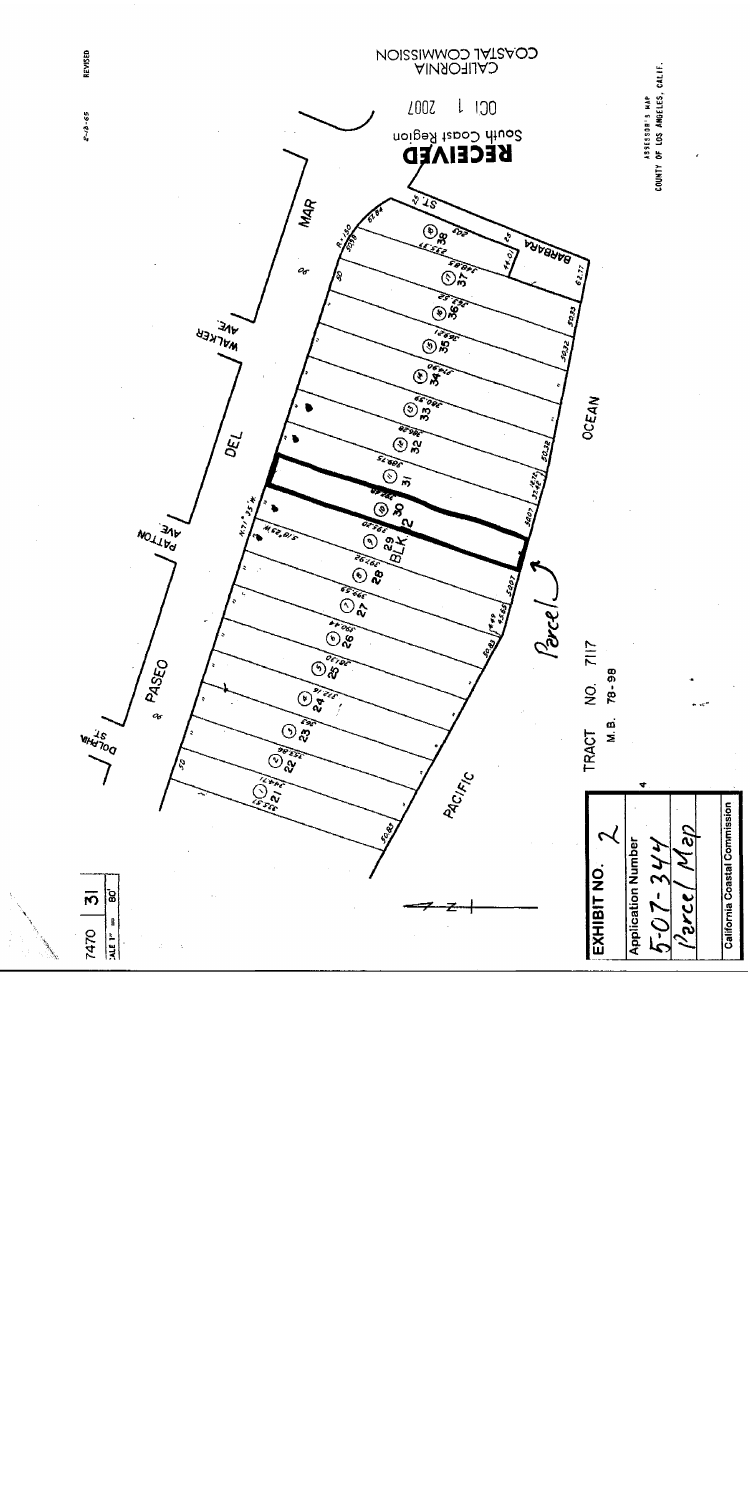COASTAL COMMISSION
CALIFORNIA

OCT 1 2007

South Coast Region
RECEIVED

2-18-65 REVISED

ASSESSOR'S MAP
COUNTY OF LOS ANGELES, CALIF.

7470 | 31
SCALE 1" = 80'

DEL MAR
WALKER AVE
PATTON AVE
PASEO
DOLPHIN ST
BARBARA ST
OCEAN
PACIFIC

BLK 2

Parcel

TRACT NO. 7117
M.B. 78-98

**EXHIBIT NO.** 2

**Application Number**

5-07-344

Parcel Map

**California Coastal Commission**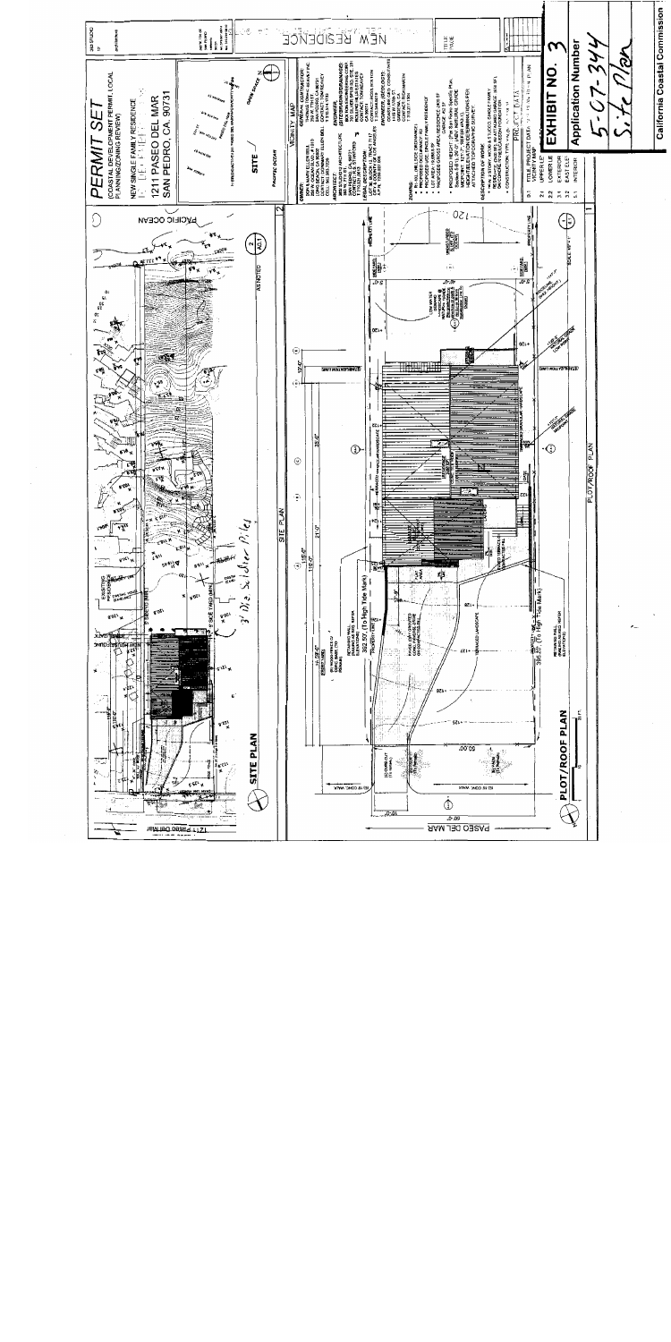# PERMIT SET

(COASTAL DEVELOPMENT PERMIT, LOCAL PLANNING/ZONING REVIEW)

NEW SINGLE FAMILY RESIDENCE

1211 PASEO DEL MAR
SAN PEDRO, CA. 90731

NEW RESIDENCE

SITE

PACIFIC OCEAN

VICINITY MAP

SITE PLAN

PLOT/ROOF PLAN

PASEO DEL MAR

PACIFIC OCEAN

3' Dia. Soldier Piles

382.20' (To High Tide Mark)

PROJECT DATA

**EXHIBIT NO. 3**

**Application Number**

5-07-344

Site Plan

California Coastal Commission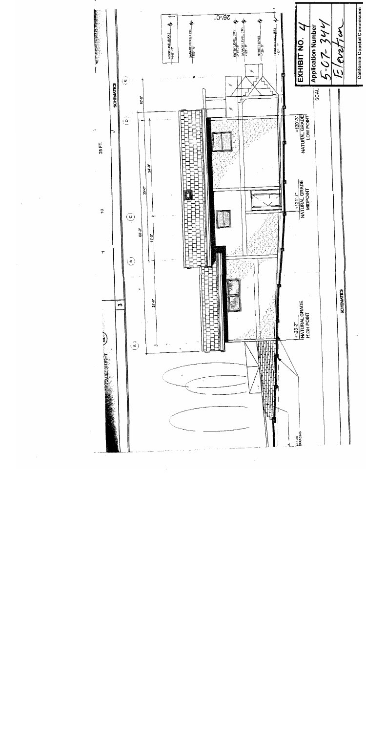SCALE: 3/16"=1'

SCHEMATICS

25 FT.

10

1

3

(A) (B) (C) (D) (E)

60'-0"

35'-0"

21'-6"

11'-0"

24'-0"

10'-0"

26'-0"

RIDGE LINE (MAX.) +147'-1"

GARAGE RIDGE LINE +147'-1"

ENTRY LEVEL (F.F.) +131'-6"

GARAGE LEVEL (F.F.) +128'-6"

STREET LEVEL +125'-5"

LOWER LEVEL (F.F.) +117'-9"

+123'-2" NATURAL GRADE HIGH POINT

+121'-7" NATURAL GRADE MIDPOINT

+120'-3" NATURAL GRADE LOW POINT

SCHEMATICS

EXHIBIT NO. 4

Application Number

5-07-344

Elevation

California Coastal Commission